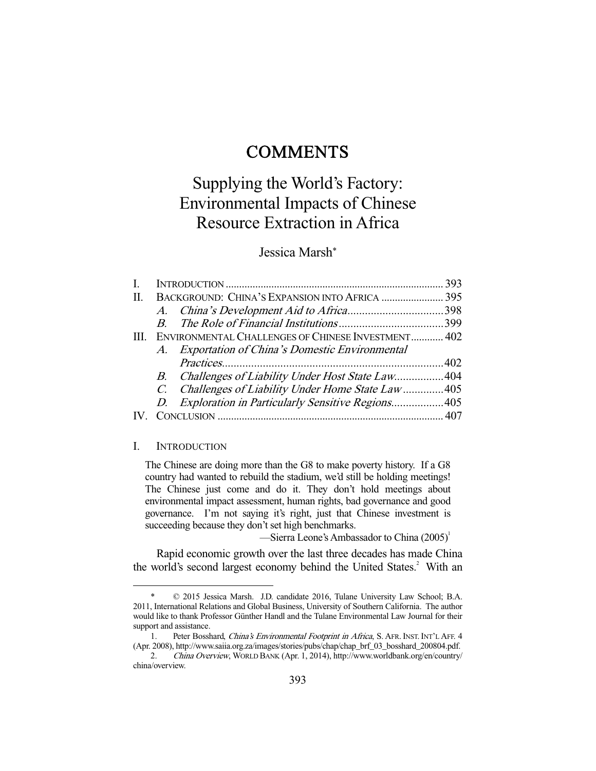# COMMENTS

# Supplying the World's Factory: Environmental Impacts of Chinese Resource Extraction in Africa

Jessica Marsh*

| | | |
|---|---|---|
| I. | INTRODUCTION | 393 |
| II. | BACKGROUND: CHINA'S EXPANSION INTO AFRICA | 395 |
| | *A. China's Development Aid to Africa* | 398 |
| | *B. The Role of Financial Institutions* | 399 |
| III. | ENVIRONMENTAL CHALLENGES OF CHINESE INVESTMENT | 402 |
| | *A. Exportation of China's Domestic Environmental Practices* | 402 |
| | *B. Challenges of Liability Under Host State Law* | 404 |
| | *C. Challenges of Liability Under Home State Law* | 405 |
| | *D. Exploration in Particularly Sensitive Regions* | 405 |
| IV. | CONCLUSION | 407 |

## I. INTRODUCTION

> The Chinese are doing more than the G8 to make poverty history. If a G8 country had wanted to rebuild the stadium, we'd still be holding meetings! The Chinese just come and do it. They don't hold meetings about environmental impact assessment, human rights, bad governance and good governance. I'm not saying it's right, just that Chinese investment is succeeding because they don't set high benchmarks.
>
> —Sierra Leone's Ambassador to China (2005)[1]

Rapid economic growth over the last three decades has made China the world's second largest economy behind the United States.[2] With an

---

\* © 2015 Jessica Marsh. J.D. candidate 2016, Tulane University Law School; B.A. 2011, International Relations and Global Business, University of Southern California. The author would like to thank Professor Günther Handl and the Tulane Environmental Law Journal for their support and assistance.

1. Peter Bosshard, *China's Environmental Footprint in Africa*, S. AFR. INST. INT'L AFF. 4 (Apr. 2008), http://www.saiia.org.za/images/stories/pubs/chap/chap_brf_03_bosshard_200804.pdf.

2. *China Overview*, WORLD BANK (Apr. 1, 2014), http://www.worldbank.org/en/country/china/overview.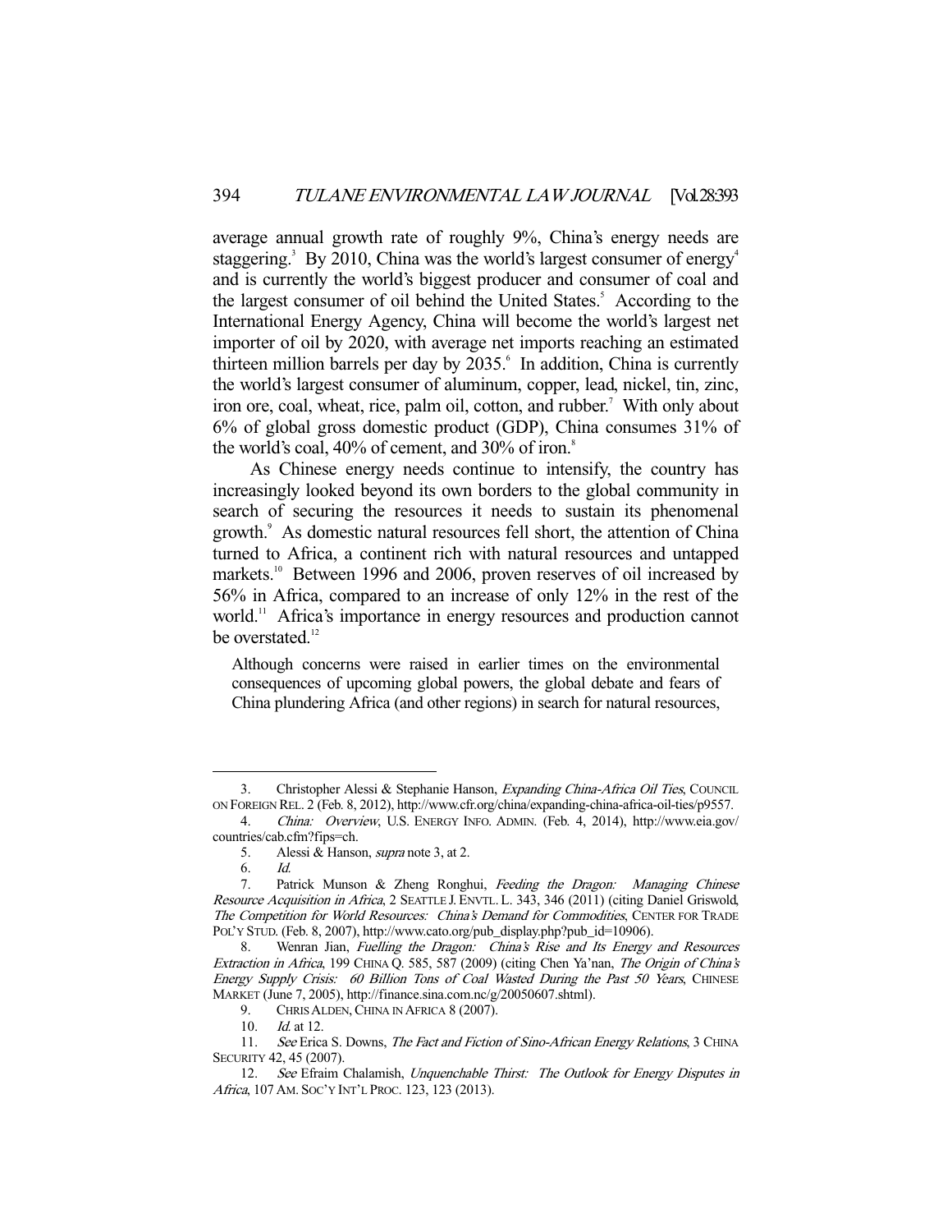average annual growth rate of roughly 9%, China's energy needs are staggering.[3] By 2010, China was the world's largest consumer of energy[4] and is currently the world's biggest producer and consumer of coal and the largest consumer of oil behind the United States.[5] According to the International Energy Agency, China will become the world's largest net importer of oil by 2020, with average net imports reaching an estimated thirteen million barrels per day by 2035.[6] In addition, China is currently the world's largest consumer of aluminum, copper, lead, nickel, tin, zinc, iron ore, coal, wheat, rice, palm oil, cotton, and rubber.[7] With only about 6% of global gross domestic product (GDP), China consumes 31% of the world's coal, 40% of cement, and 30% of iron.[8]

As Chinese energy needs continue to intensify, the country has increasingly looked beyond its own borders to the global community in search of securing the resources it needs to sustain its phenomenal growth.[9] As domestic natural resources fell short, the attention of China turned to Africa, a continent rich with natural resources and untapped markets.[10] Between 1996 and 2006, proven reserves of oil increased by 56% in Africa, compared to an increase of only 12% in the rest of the world.[11] Africa's importance in energy resources and production cannot be overstated.[12]

> Although concerns were raised in earlier times on the environmental consequences of upcoming global powers, the global debate and fears of China plundering Africa (and other regions) in search for natural resources,

---

3. Christopher Alessi & Stephanie Hanson, *Expanding China-Africa Oil Ties*, COUNCIL ON FOREIGN REL. 2 (Feb. 8, 2012), http://www.cfr.org/china/expanding-china-africa-oil-ties/p9557.

4. *China: Overview*, U.S. ENERGY INFO. ADMIN. (Feb. 4, 2014), http://www.eia.gov/countries/cab.cfm?fips=ch.

5. Alessi & Hanson, *supra* note 3, at 2.

6. *Id.*

7. Patrick Munson & Zheng Ronghui, *Feeding the Dragon: Managing Chinese Resource Acquisition in Africa*, 2 SEATTLE J. ENVTL. L. 343, 346 (2011) (citing Daniel Griswold, *The Competition for World Resources: China's Demand for Commodities*, CENTER FOR TRADE POL'Y STUD. (Feb. 8, 2007), http://www.cato.org/pub_display.php?pub_id=10906).

8. Wenran Jian, *Fuelling the Dragon: China's Rise and Its Energy and Resources Extraction in Africa*, 199 CHINA Q. 585, 587 (2009) (citing Chen Ya'nan, *The Origin of China's Energy Supply Crisis: 60 Billion Tons of Coal Wasted During the Past 50 Years*, CHINESE MARKET (June 7, 2005), http://finance.sina.com.nc/g/20050607.shtml).

9. CHRIS ALDEN, CHINA IN AFRICA 8 (2007).

10. *Id.* at 12.

11. *See* Erica S. Downs, *The Fact and Fiction of Sino-African Energy Relations*, 3 CHINA SECURITY 42, 45 (2007).

12. *See* Efraim Chalamish, *Unquenchable Thirst: The Outlook for Energy Disputes in Africa*, 107 AM. SOC'Y INT'L PROC. 123, 123 (2013).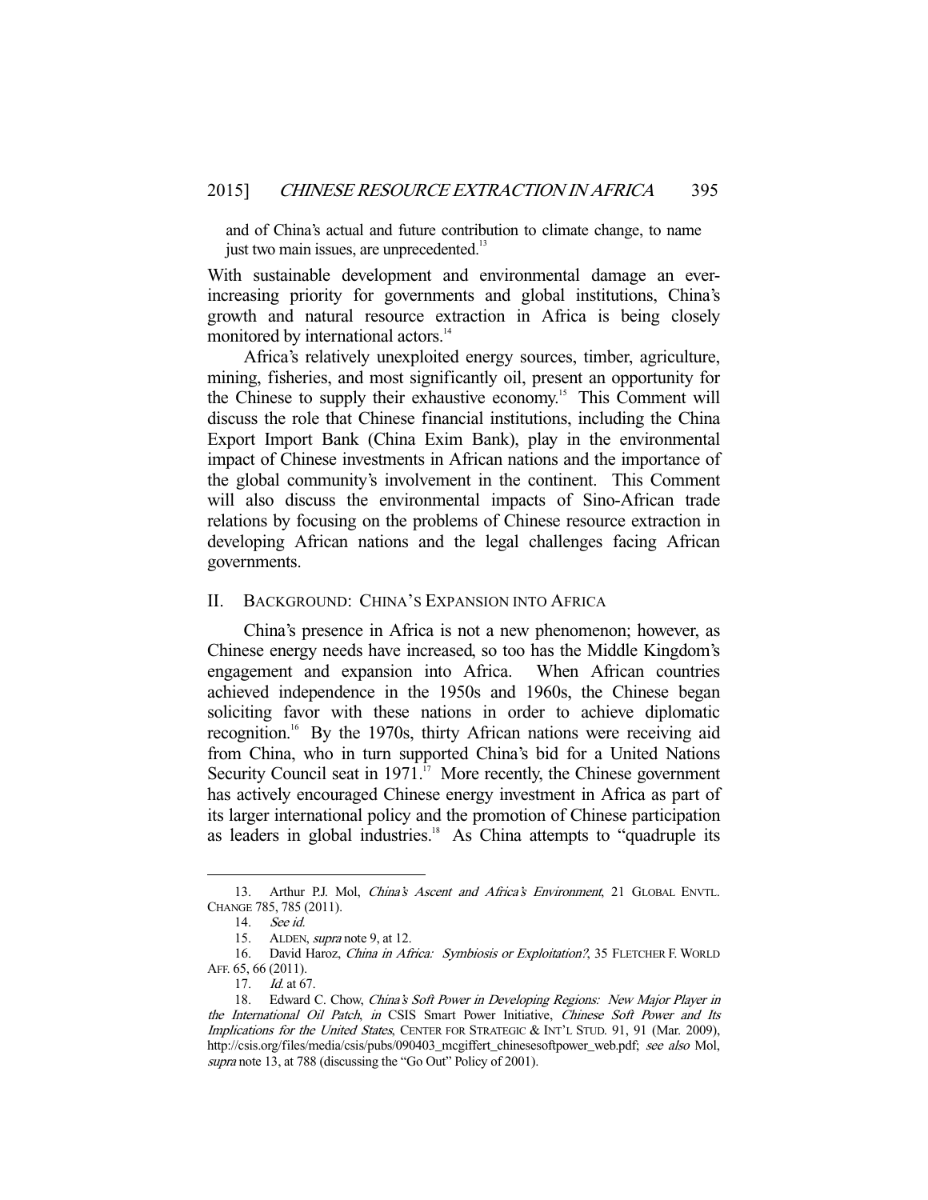and of China's actual and future contribution to climate change, to name just two main issues, are unprecedented.[13]

With sustainable development and environmental damage an ever-increasing priority for governments and global institutions, China's growth and natural resource extraction in Africa is being closely monitored by international actors.[14]

Africa's relatively unexploited energy sources, timber, agriculture, mining, fisheries, and most significantly oil, present an opportunity for the Chinese to supply their exhaustive economy.[15] This Comment will discuss the role that Chinese financial institutions, including the China Export Import Bank (China Exim Bank), play in the environmental impact of Chinese investments in African nations and the importance of the global community's involvement in the continent. This Comment will also discuss the environmental impacts of Sino-African trade relations by focusing on the problems of Chinese resource extraction in developing African nations and the legal challenges facing African governments.

## II. BACKGROUND: CHINA'S EXPANSION INTO AFRICA

China's presence in Africa is not a new phenomenon; however, as Chinese energy needs have increased, so too has the Middle Kingdom's engagement and expansion into Africa. When African countries achieved independence in the 1950s and 1960s, the Chinese began soliciting favor with these nations in order to achieve diplomatic recognition.[16] By the 1970s, thirty African nations were receiving aid from China, who in turn supported China's bid for a United Nations Security Council seat in 1971.[17] More recently, the Chinese government has actively encouraged Chinese energy investment in Africa as part of its larger international policy and the promotion of Chinese participation as leaders in global industries.[18] As China attempts to "quadruple its

---

13. Arthur P.J. Mol, *China's Ascent and Africa's Environment*, 21 GLOBAL ENVTL. CHANGE 785, 785 (2011).

14. *See id.*

15. ALDEN, *supra* note 9, at 12.

16. David Haroz, *China in Africa: Symbiosis or Exploitation?*, 35 FLETCHER F. WORLD AFF. 65, 66 (2011).

17. *Id.* at 67.

18. Edward C. Chow, *China's Soft Power in Developing Regions: New Major Player in the International Oil Patch*, *in* CSIS Smart Power Initiative, *Chinese Soft Power and Its Implications for the United States*, CENTER FOR STRATEGIC & INT'L STUD. 91, 91 (Mar. 2009), http://csis.org/files/media/csis/pubs/090403_mcgiffert_chinesesoftpower_web.pdf; *see also* Mol, *supra* note 13, at 788 (discussing the "Go Out" Policy of 2001).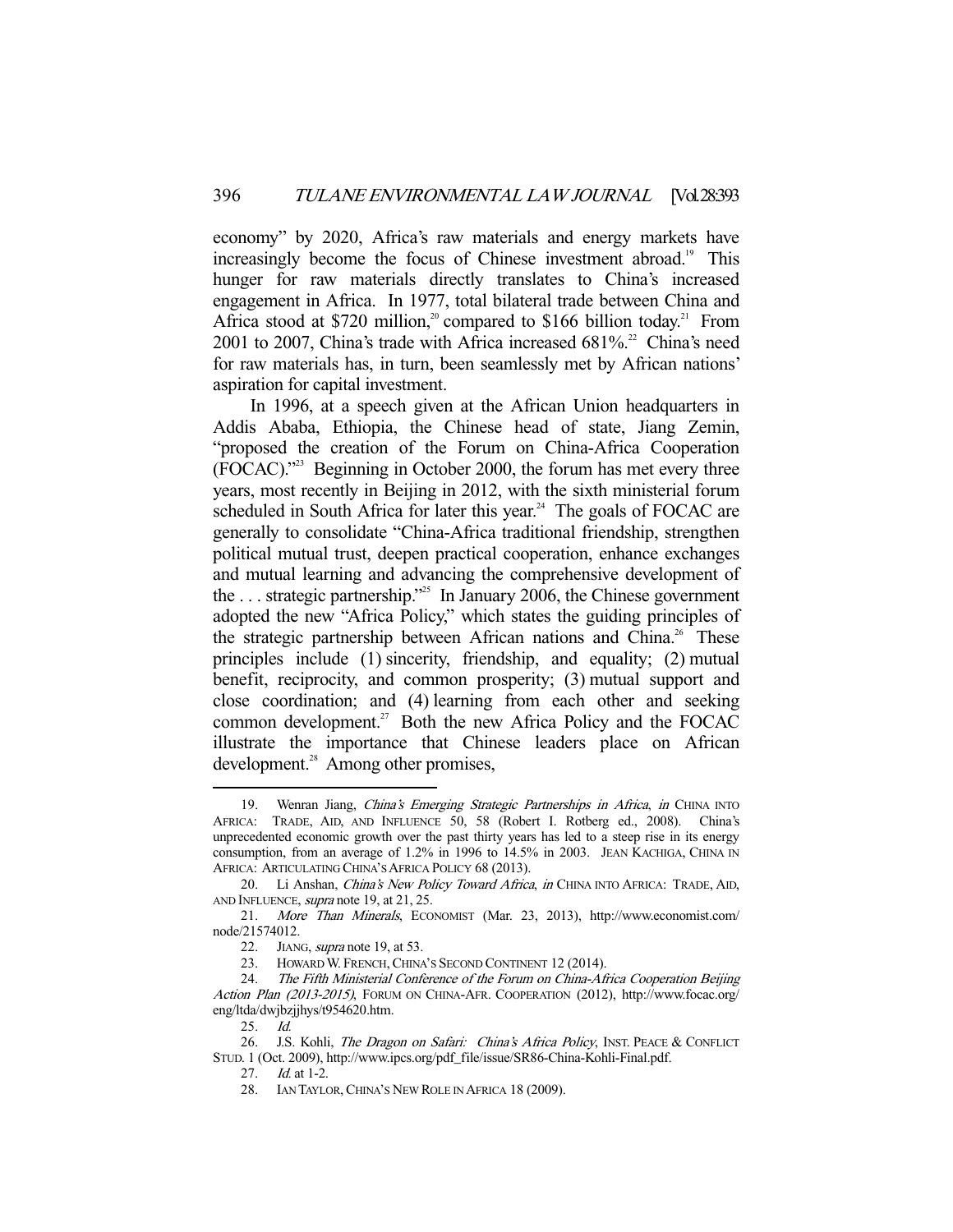economy" by 2020, Africa's raw materials and energy markets have increasingly become the focus of Chinese investment abroad.[19] This hunger for raw materials directly translates to China's increased engagement in Africa. In 1977, total bilateral trade between China and Africa stood at $720 million,[20] compared to $166 billion today.[21] From 2001 to 2007, China's trade with Africa increased 681%.[22] China's need for raw materials has, in turn, been seamlessly met by African nations' aspiration for capital investment.

In 1996, at a speech given at the African Union headquarters in Addis Ababa, Ethiopia, the Chinese head of state, Jiang Zemin, "proposed the creation of the Forum on China-Africa Cooperation (FOCAC)."[23] Beginning in October 2000, the forum has met every three years, most recently in Beijing in 2012, with the sixth ministerial forum scheduled in South Africa for later this year.[24] The goals of FOCAC are generally to consolidate "China-Africa traditional friendship, strengthen political mutual trust, deepen practical cooperation, enhance exchanges and mutual learning and advancing the comprehensive development of the . . . strategic partnership."[25] In January 2006, the Chinese government adopted the new "Africa Policy," which states the guiding principles of the strategic partnership between African nations and China.[26] These principles include (1) sincerity, friendship, and equality; (2) mutual benefit, reciprocity, and common prosperity; (3) mutual support and close coordination; and (4) learning from each other and seeking common development.[27] Both the new Africa Policy and the FOCAC illustrate the importance that Chinese leaders place on African development.[28] Among other promises,

---

19. Wenran Jiang, *China's Emerging Strategic Partnerships in Africa*, *in* CHINA INTO AFRICA: TRADE, AID, AND INFLUENCE 50, 58 (Robert I. Rotberg ed., 2008). China's unprecedented economic growth over the past thirty years has led to a steep rise in its energy consumption, from an average of 1.2% in 1996 to 14.5% in 2003. JEAN KACHIGA, CHINA IN AFRICA: ARTICULATING CHINA'S AFRICA POLICY 68 (2013).

20. Li Anshan, *China's New Policy Toward Africa*, *in* CHINA INTO AFRICA: TRADE, AID, AND INFLUENCE, *supra* note 19, at 21, 25.

21. *More Than Minerals*, ECONOMIST (Mar. 23, 2013), http://www.economist.com/node/21574012.

22. JIANG, *supra* note 19, at 53.

23. HOWARD W. FRENCH, CHINA'S SECOND CONTINENT 12 (2014).

24. *The Fifth Ministerial Conference of the Forum on China-Africa Cooperation Beijing Action Plan (2013-2015)*, FORUM ON CHINA-AFR. COOPERATION (2012), http://www.focac.org/eng/ltda/dwjbzjjhys/t954620.htm.

25. *Id.*

26. J.S. Kohli, *The Dragon on Safari: China's Africa Policy*, INST. PEACE & CONFLICT STUD. 1 (Oct. 2009), http://www.ipcs.org/pdf_file/issue/SR86-China-Kohli-Final.pdf.

27. *Id.* at 1-2.

28. IAN TAYLOR, CHINA'S NEW ROLE IN AFRICA 18 (2009).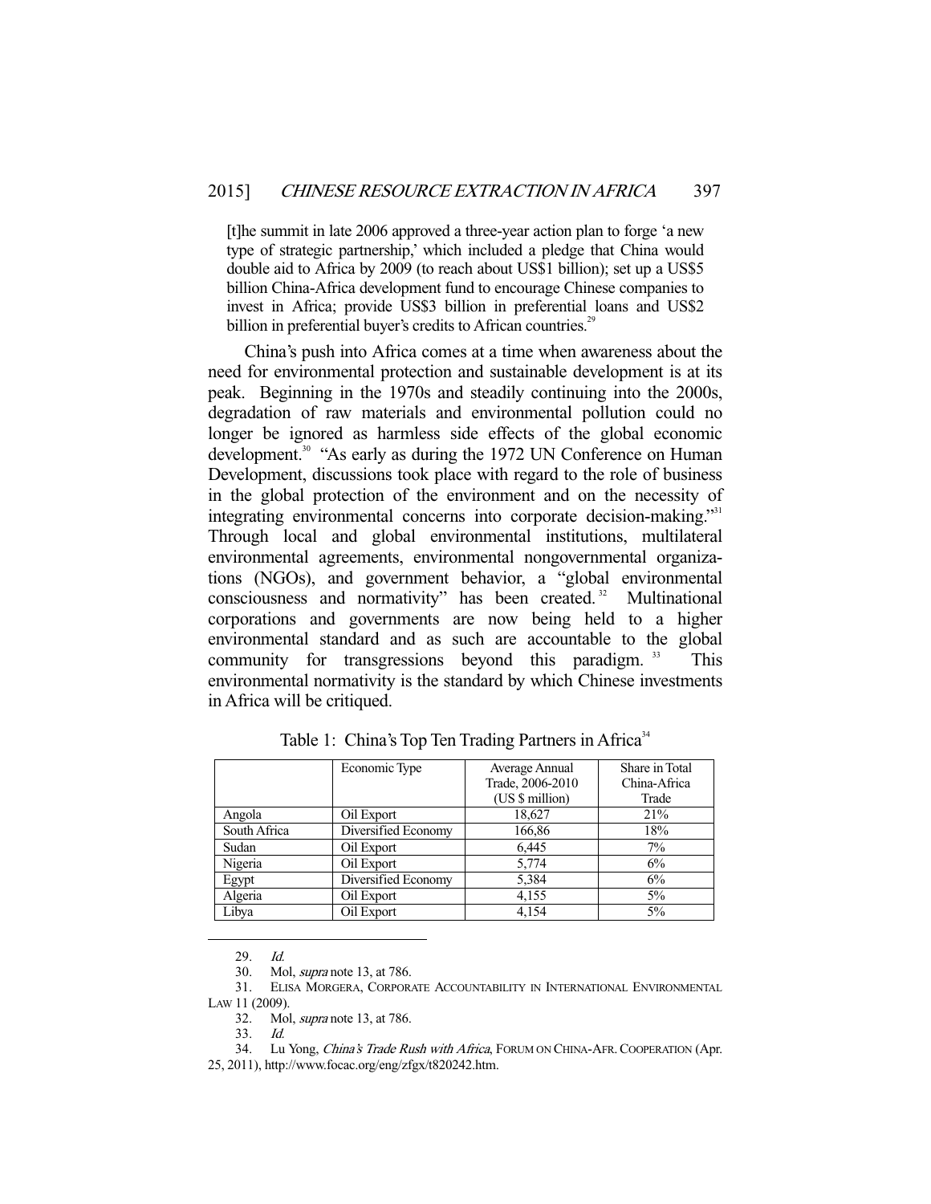> [t]he summit in late 2006 approved a three-year action plan to forge 'a new type of strategic partnership,' which included a pledge that China would double aid to Africa by 2009 (to reach about US$1 billion); set up a US$5 billion China-Africa development fund to encourage Chinese companies to invest in Africa; provide US$3 billion in preferential loans and US$2 billion in preferential buyer's credits to African countries.[29]

China's push into Africa comes at a time when awareness about the need for environmental protection and sustainable development is at its peak. Beginning in the 1970s and steadily continuing into the 2000s, degradation of raw materials and environmental pollution could no longer be ignored as harmless side effects of the global economic development.[30] "As early as during the 1972 UN Conference on Human Development, discussions took place with regard to the role of business in the global protection of the environment and on the necessity of integrating environmental concerns into corporate decision-making."[31] Through local and global environmental institutions, multilateral environmental agreements, environmental nongovernmental organizations (NGOs), and government behavior, a "global environmental consciousness and normativity" has been created.[32] Multinational corporations and governments are now being held to a higher environmental standard and as such are accountable to the global community for transgressions beyond this paradigm.[33] This environmental normativity is the standard by which Chinese investments in Africa will be critiqued.

Table 1: China's Top Ten Trading Partners in Africa[34]

| | Economic Type | Average Annual Trade, 2006-2010 (US $ million) | Share in Total China-Africa Trade |
|---|---|---|---|
| Angola | Oil Export | 18,627 | 21% |
| South Africa | Diversified Economy | 166,86 | 18% |
| Sudan | Oil Export | 6,445 | 7% |
| Nigeria | Oil Export | 5,774 | 6% |
| Egypt | Diversified Economy | 5,384 | 6% |
| Algeria | Oil Export | 4,155 | 5% |
| Libya | Oil Export | 4,154 | 5% |

---

29. *Id.*
30. Mol, *supra* note 13, at 786.
31. ELISA MORGERA, CORPORATE ACCOUNTABILITY IN INTERNATIONAL ENVIRONMENTAL LAW 11 (2009).
32. Mol, *supra* note 13, at 786.
33. *Id.*
34. Lu Yong, *China's Trade Rush with Africa*, FORUM ON CHINA-AFR. COOPERATION (Apr. 25, 2011), http://www.focac.org/eng/zfgx/t820242.htm.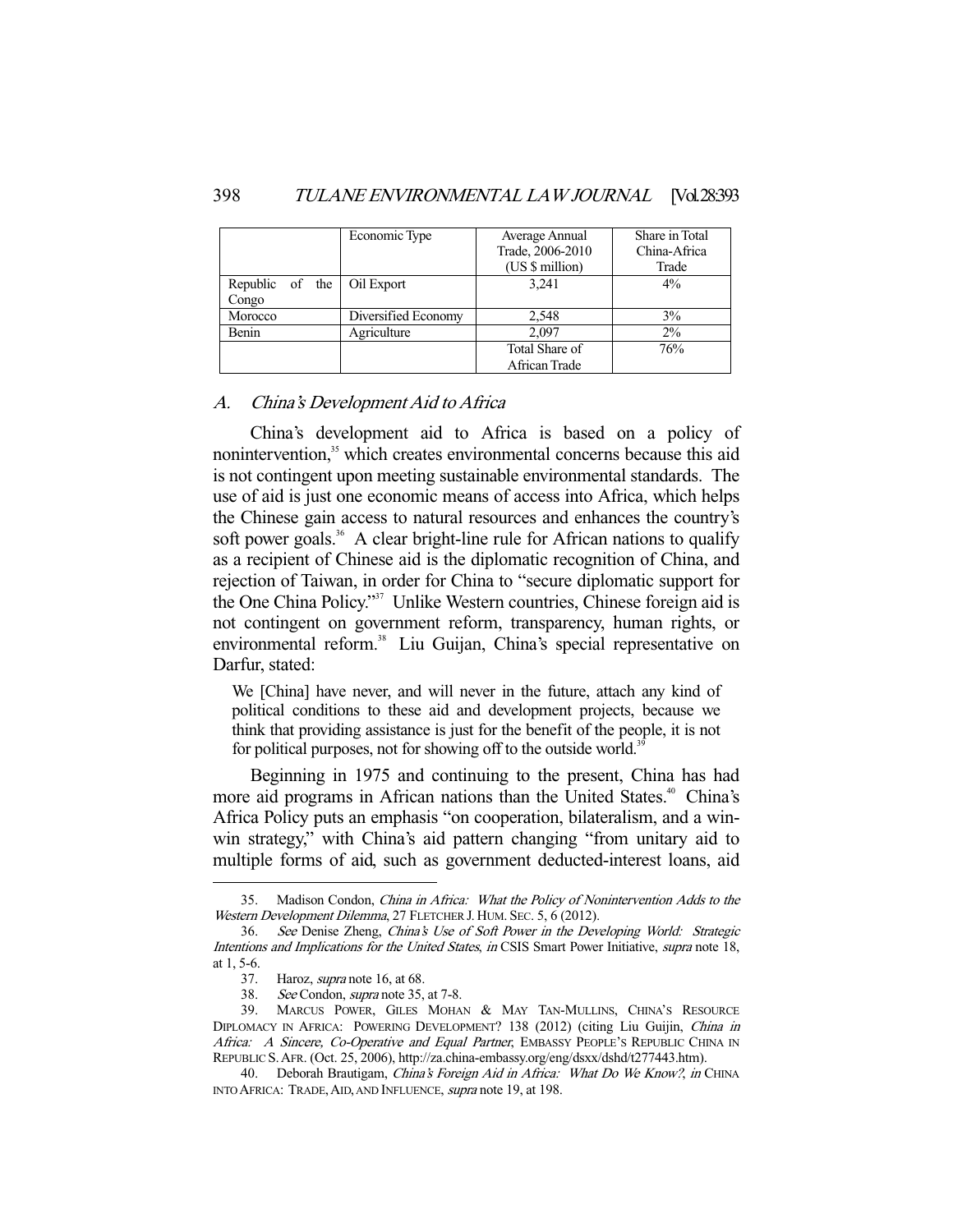| | Economic Type | Average Annual Trade, 2006-2010 (US $ million) | Share in Total China-Africa Trade |
|---|---|---|---|
| Republic of the Congo | Oil Export | 3,241 | 4% |
| Morocco | Diversified Economy | 2,548 | 3% |
| Benin | Agriculture | 2,097 | 2% |
| | | Total Share of African Trade | 76% |

### A. *China's Development Aid to Africa*

China's development aid to Africa is based on a policy of nonintervention,[35] which creates environmental concerns because this aid is not contingent upon meeting sustainable environmental standards. The use of aid is just one economic means of access into Africa, which helps the Chinese gain access to natural resources and enhances the country's soft power goals.[36] A clear bright-line rule for African nations to qualify as a recipient of Chinese aid is the diplomatic recognition of China, and rejection of Taiwan, in order for China to "secure diplomatic support for the One China Policy."[37] Unlike Western countries, Chinese foreign aid is not contingent on government reform, transparency, human rights, or environmental reform.[38] Liu Guijan, China's special representative on Darfur, stated:

> We [China] have never, and will never in the future, attach any kind of political conditions to these aid and development projects, because we think that providing assistance is just for the benefit of the people, it is not for political purposes, not for showing off to the outside world.[39]

Beginning in 1975 and continuing to the present, China has had more aid programs in African nations than the United States.[40] China's Africa Policy puts an emphasis "on cooperation, bilateralism, and a win-win strategy," with China's aid pattern changing "from unitary aid to multiple forms of aid, such as government deducted-interest loans, aid

---

35. Madison Condon, *China in Africa: What the Policy of Nonintervention Adds to the Western Development Dilemma*, 27 FLETCHER J. HUM. SEC. 5, 6 (2012).

36. *See* Denise Zheng, *China's Use of Soft Power in the Developing World: Strategic Intentions and Implications for the United States*, *in* CSIS Smart Power Initiative, *supra* note 18, at 1, 5-6.

37. Haroz, *supra* note 16, at 68.

38. *See* Condon, *supra* note 35, at 7-8.

39. MARCUS POWER, GILES MOHAN & MAY TAN-MULLINS, CHINA'S RESOURCE DIPLOMACY IN AFRICA: POWERING DEVELOPMENT? 138 (2012) (citing Liu Guijin, *China in Africa: A Sincere, Co-Operative and Equal Partner*, EMBASSY PEOPLE'S REPUBLIC CHINA IN REPUBLIC S. AFR. (Oct. 25, 2006), http://za.china-embassy.org/eng/dsxx/dshd/t277443.htm).

40. Deborah Brautigam, *China's Foreign Aid in Africa: What Do We Know?*, *in* CHINA INTO AFRICA: TRADE, AID, AND INFLUENCE, *supra* note 19, at 198.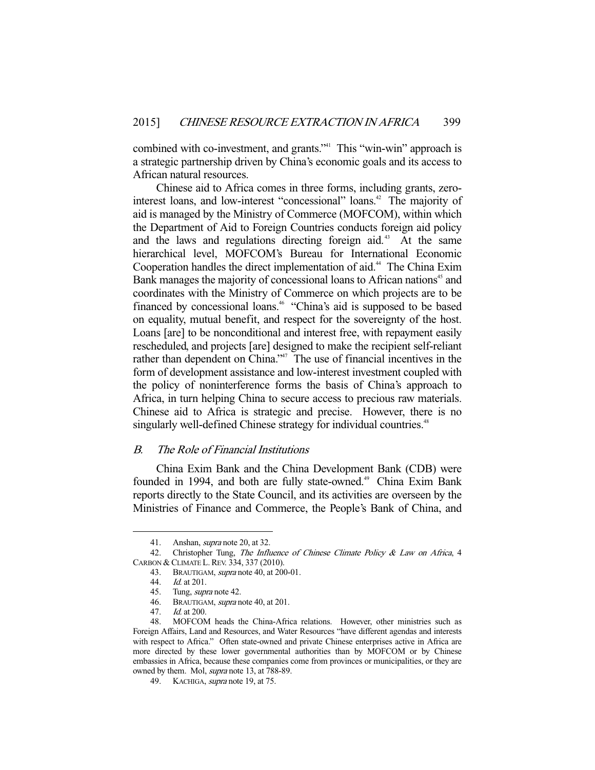combined with co-investment, and grants."[41] This "win-win" approach is a strategic partnership driven by China's economic goals and its access to African natural resources.

Chinese aid to Africa comes in three forms, including grants, zero-interest loans, and low-interest "concessional" loans.[42] The majority of aid is managed by the Ministry of Commerce (MOFCOM), within which the Department of Aid to Foreign Countries conducts foreign aid policy and the laws and regulations directing foreign aid.[43] At the same hierarchical level, MOFCOM's Bureau for International Economic Cooperation handles the direct implementation of aid.[44] The China Exim Bank manages the majority of concessional loans to African nations[45] and coordinates with the Ministry of Commerce on which projects are to be financed by concessional loans.[46] "China's aid is supposed to be based on equality, mutual benefit, and respect for the sovereignty of the host. Loans [are] to be nonconditional and interest free, with repayment easily rescheduled, and projects [are] designed to make the recipient self-reliant rather than dependent on China."[47] The use of financial incentives in the form of development assistance and low-interest investment coupled with the policy of noninterference forms the basis of China's approach to Africa, in turn helping China to secure access to precious raw materials. Chinese aid to Africa is strategic and precise. However, there is no singularly well-defined Chinese strategy for individual countries.[48]

### *B. The Role of Financial Institutions*

China Exim Bank and the China Development Bank (CDB) were founded in 1994, and both are fully state-owned.[49] China Exim Bank reports directly to the State Council, and its activities are overseen by the Ministries of Finance and Commerce, the People's Bank of China, and

---

41. Anshan, *supra* note 20, at 32.

42. Christopher Tung, *The Influence of Chinese Climate Policy & Law on Africa*, 4 CARBON & CLIMATE L. REV. 334, 337 (2010).

43. BRAUTIGAM, *supra* note 40, at 200-01.

44. *Id.* at 201.

45. Tung, *supra* note 42.

46. BRAUTIGAM, *supra* note 40, at 201.

47. *Id.* at 200.

48. MOFCOM heads the China-Africa relations. However, other ministries such as Foreign Affairs, Land and Resources, and Water Resources "have different agendas and interests with respect to Africa." Often state-owned and private Chinese enterprises active in Africa are more directed by these lower governmental authorities than by MOFCOM or by Chinese embassies in Africa, because these companies come from provinces or municipalities, or they are owned by them. Mol, *supra* note 13, at 788-89.

49. KACHIGA, *supra* note 19, at 75.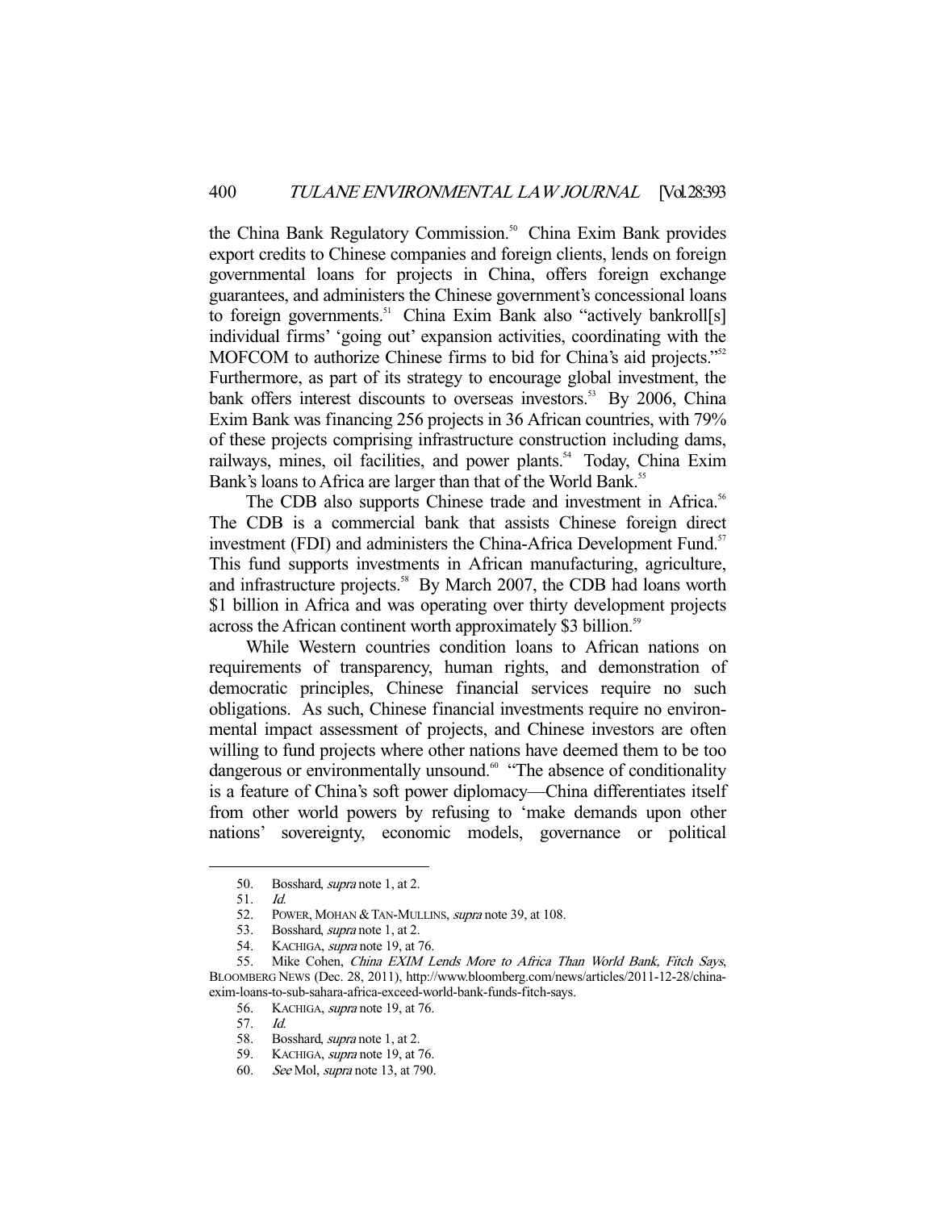the China Bank Regulatory Commission.[50] China Exim Bank provides export credits to Chinese companies and foreign clients, lends on foreign governmental loans for projects in China, offers foreign exchange guarantees, and administers the Chinese government's concessional loans to foreign governments.[51] China Exim Bank also "actively bankroll[s] individual firms' 'going out' expansion activities, coordinating with the MOFCOM to authorize Chinese firms to bid for China's aid projects."[52] Furthermore, as part of its strategy to encourage global investment, the bank offers interest discounts to overseas investors.[53] By 2006, China Exim Bank was financing 256 projects in 36 African countries, with 79% of these projects comprising infrastructure construction including dams, railways, mines, oil facilities, and power plants.[54] Today, China Exim Bank's loans to Africa are larger than that of the World Bank.[55]

The CDB also supports Chinese trade and investment in Africa.[56] The CDB is a commercial bank that assists Chinese foreign direct investment (FDI) and administers the China-Africa Development Fund.[57] This fund supports investments in African manufacturing, agriculture, and infrastructure projects.[58] By March 2007, the CDB had loans worth $1 billion in Africa and was operating over thirty development projects across the African continent worth approximately $3 billion.[59]

While Western countries condition loans to African nations on requirements of transparency, human rights, and demonstration of democratic principles, Chinese financial services require no such obligations. As such, Chinese financial investments require no environmental impact assessment of projects, and Chinese investors are often willing to fund projects where other nations have deemed them to be too dangerous or environmentally unsound.[60] "The absence of conditionality is a feature of China's soft power diplomacy—China differentiates itself from other world powers by refusing to 'make demands upon other nations' sovereignty, economic models, governance or political

---

50. Bosshard, *supra* note 1, at 2.
51. *Id.*
52. POWER, MOHAN & TAN-MULLINS, *supra* note 39, at 108.
53. Bosshard, *supra* note 1, at 2.
54. KACHIGA, *supra* note 19, at 76.
55. Mike Cohen, *China EXIM Lends More to Africa Than World Bank, Fitch Says*, BLOOMBERG NEWS (Dec. 28, 2011), http://www.bloomberg.com/news/articles/2011-12-28/china-exim-loans-to-sub-sahara-africa-exceed-world-bank-funds-fitch-says.
56. KACHIGA, *supra* note 19, at 76.
57. *Id.*
58. Bosshard, *supra* note 1, at 2.
59. KACHIGA, *supra* note 19, at 76.
60. *See* Mol, *supra* note 13, at 790.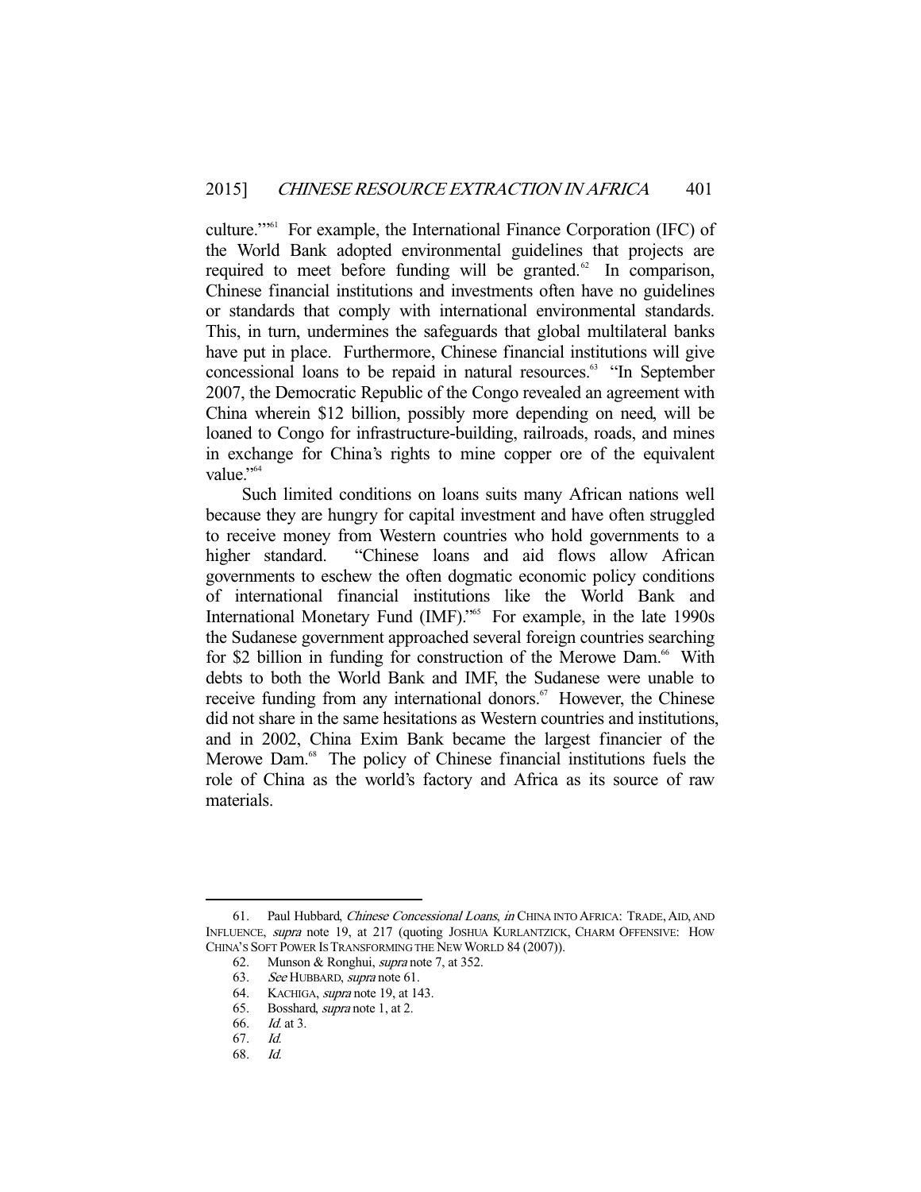culture.'"[61] For example, the International Finance Corporation (IFC) of the World Bank adopted environmental guidelines that projects are required to meet before funding will be granted.[62] In comparison, Chinese financial institutions and investments often have no guidelines or standards that comply with international environmental standards. This, in turn, undermines the safeguards that global multilateral banks have put in place. Furthermore, Chinese financial institutions will give concessional loans to be repaid in natural resources.[63] "In September 2007, the Democratic Republic of the Congo revealed an agreement with China wherein $12 billion, possibly more depending on need, will be loaned to Congo for infrastructure-building, railroads, roads, and mines in exchange for China's rights to mine copper ore of the equivalent value."[64]

Such limited conditions on loans suits many African nations well because they are hungry for capital investment and have often struggled to receive money from Western countries who hold governments to a higher standard. "Chinese loans and aid flows allow African governments to eschew the often dogmatic economic policy conditions of international financial institutions like the World Bank and International Monetary Fund (IMF)."[65] For example, in the late 1990s the Sudanese government approached several foreign countries searching for $2 billion in funding for construction of the Merowe Dam.[66] With debts to both the World Bank and IMF, the Sudanese were unable to receive funding from any international donors.[67] However, the Chinese did not share in the same hesitations as Western countries and institutions, and in 2002, China Exim Bank became the largest financier of the Merowe Dam.[68] The policy of Chinese financial institutions fuels the role of China as the world's factory and Africa as its source of raw materials.

---

61. Paul Hubbard, *Chinese Concessional Loans*, *in* CHINA INTO AFRICA: TRADE, AID, AND INFLUENCE, *supra* note 19, at 217 (quoting JOSHUA KURLANTZICK, CHARM OFFENSIVE: HOW CHINA'S SOFT POWER IS TRANSFORMING THE NEW WORLD 84 (2007)).
62. Munson & Ronghui, *supra* note 7, at 352.
63. *See* HUBBARD, *supra* note 61.
64. KACHIGA, *supra* note 19, at 143.
65. Bosshard, *supra* note 1, at 2.
66. *Id.* at 3.
67. *Id.*
68. *Id.*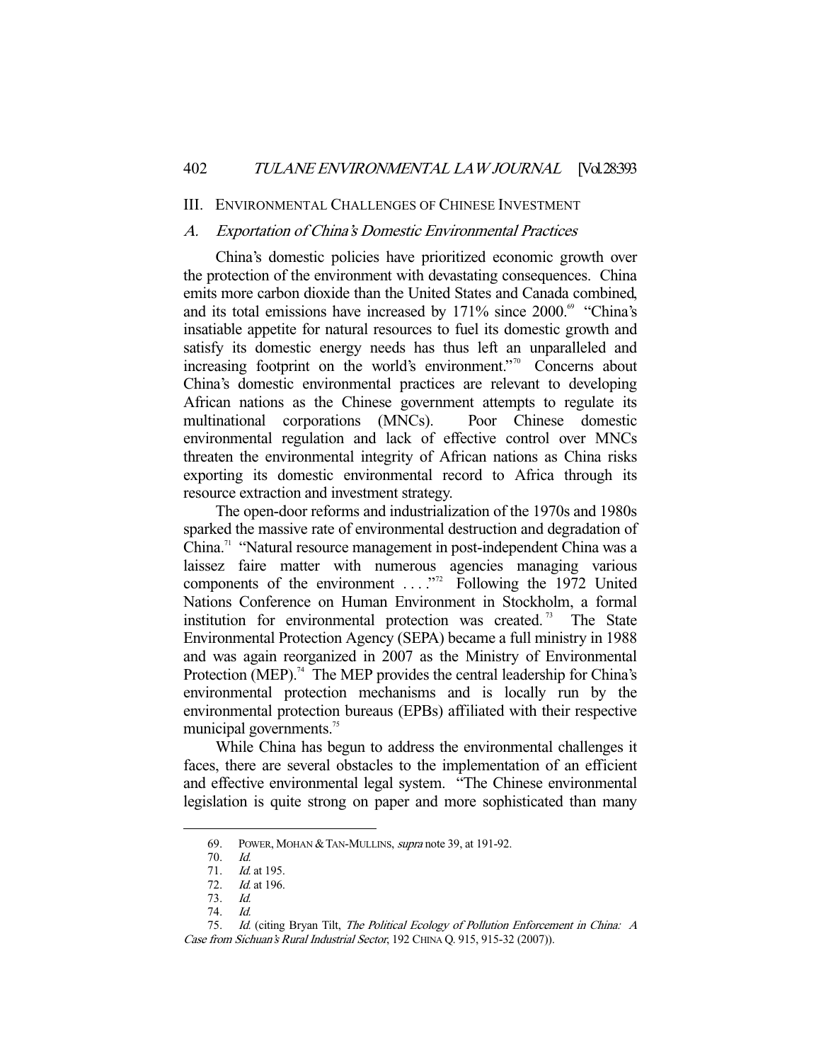## III. Environmental Challenges of Chinese Investment

### A. *Exportation of China's Domestic Environmental Practices*

China's domestic policies have prioritized economic growth over the protection of the environment with devastating consequences. China emits more carbon dioxide than the United States and Canada combined, and its total emissions have increased by 171% since 2000.[69] "China's insatiable appetite for natural resources to fuel its domestic growth and satisfy its domestic energy needs has thus left an unparalleled and increasing footprint on the world's environment."[70] Concerns about China's domestic environmental practices are relevant to developing African nations as the Chinese government attempts to regulate its multinational corporations (MNCs). Poor Chinese domestic environmental regulation and lack of effective control over MNCs threaten the environmental integrity of African nations as China risks exporting its domestic environmental record to Africa through its resource extraction and investment strategy.

The open-door reforms and industrialization of the 1970s and 1980s sparked the massive rate of environmental destruction and degradation of China.[71] "Natural resource management in post-independent China was a laissez faire matter with numerous agencies managing various components of the environment . . . ."[72] Following the 1972 United Nations Conference on Human Environment in Stockholm, a formal institution for environmental protection was created.[73] The State Environmental Protection Agency (SEPA) became a full ministry in 1988 and was again reorganized in 2007 as the Ministry of Environmental Protection (MEP).[74] The MEP provides the central leadership for China's environmental protection mechanisms and is locally run by the environmental protection bureaus (EPBs) affiliated with their respective municipal governments.[75]

While China has begun to address the environmental challenges it faces, there are several obstacles to the implementation of an efficient and effective environmental legal system. "The Chinese environmental legislation is quite strong on paper and more sophisticated than many

---

69. Power, Mohan & Tan-Mullins, *supra* note 39, at 191-92.

70. *Id.*

71. *Id.* at 195.

72. *Id.* at 196.

73. *Id.*

74. *Id.*

75. *Id.* (citing Bryan Tilt, *The Political Ecology of Pollution Enforcement in China: A Case from Sichuan's Rural Industrial Sector*, 192 China Q. 915, 915-32 (2007)).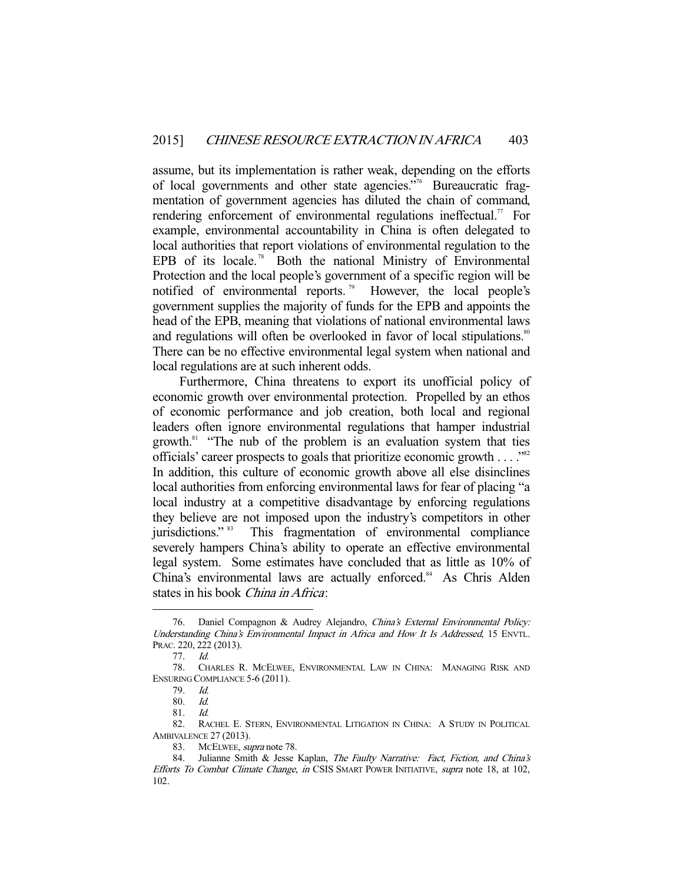assume, but its implementation is rather weak, depending on the efforts of local governments and other state agencies."[76] Bureaucratic fragmentation of government agencies has diluted the chain of command, rendering enforcement of environmental regulations ineffectual.[77] For example, environmental accountability in China is often delegated to local authorities that report violations of environmental regulation to the EPB of its locale.[78] Both the national Ministry of Environmental Protection and the local people's government of a specific region will be notified of environmental reports.[79] However, the local people's government supplies the majority of funds for the EPB and appoints the head of the EPB, meaning that violations of national environmental laws and regulations will often be overlooked in favor of local stipulations.[80] There can be no effective environmental legal system when national and local regulations are at such inherent odds.

Furthermore, China threatens to export its unofficial policy of economic growth over environmental protection. Propelled by an ethos of economic performance and job creation, both local and regional leaders often ignore environmental regulations that hamper industrial growth.[81] "The nub of the problem is an evaluation system that ties officials' career prospects to goals that prioritize economic growth . . . ."[82] In addition, this culture of economic growth above all else disinclines local authorities from enforcing environmental laws for fear of placing "a local industry at a competitive disadvantage by enforcing regulations they believe are not imposed upon the industry's competitors in other jurisdictions."[83] This fragmentation of environmental compliance severely hampers China's ability to operate an effective environmental legal system. Some estimates have concluded that as little as 10% of China's environmental laws are actually enforced.[84] As Chris Alden states in his book *China in Africa*:

---

76. Daniel Compagnon & Audrey Alejandro, *China's External Environmental Policy: Understanding China's Environmental Impact in Africa and How It Is Addressed*, 15 ENVTL. PRAC. 220, 222 (2013).

77. *Id.*

78. CHARLES R. MCELWEE, ENVIRONMENTAL LAW IN CHINA: MANAGING RISK AND ENSURING COMPLIANCE 5-6 (2011).

79. *Id.*

80. *Id.*

81. *Id.*

82. RACHEL E. STERN, ENVIRONMENTAL LITIGATION IN CHINA: A STUDY IN POLITICAL AMBIVALENCE 27 (2013).

83. MCELWEE, *supra* note 78.

84. Julianne Smith & Jesse Kaplan, *The Faulty Narrative: Fact, Fiction, and China's Efforts To Combat Climate Change*, *in* CSIS SMART POWER INITIATIVE, *supra* note 18, at 102, 102.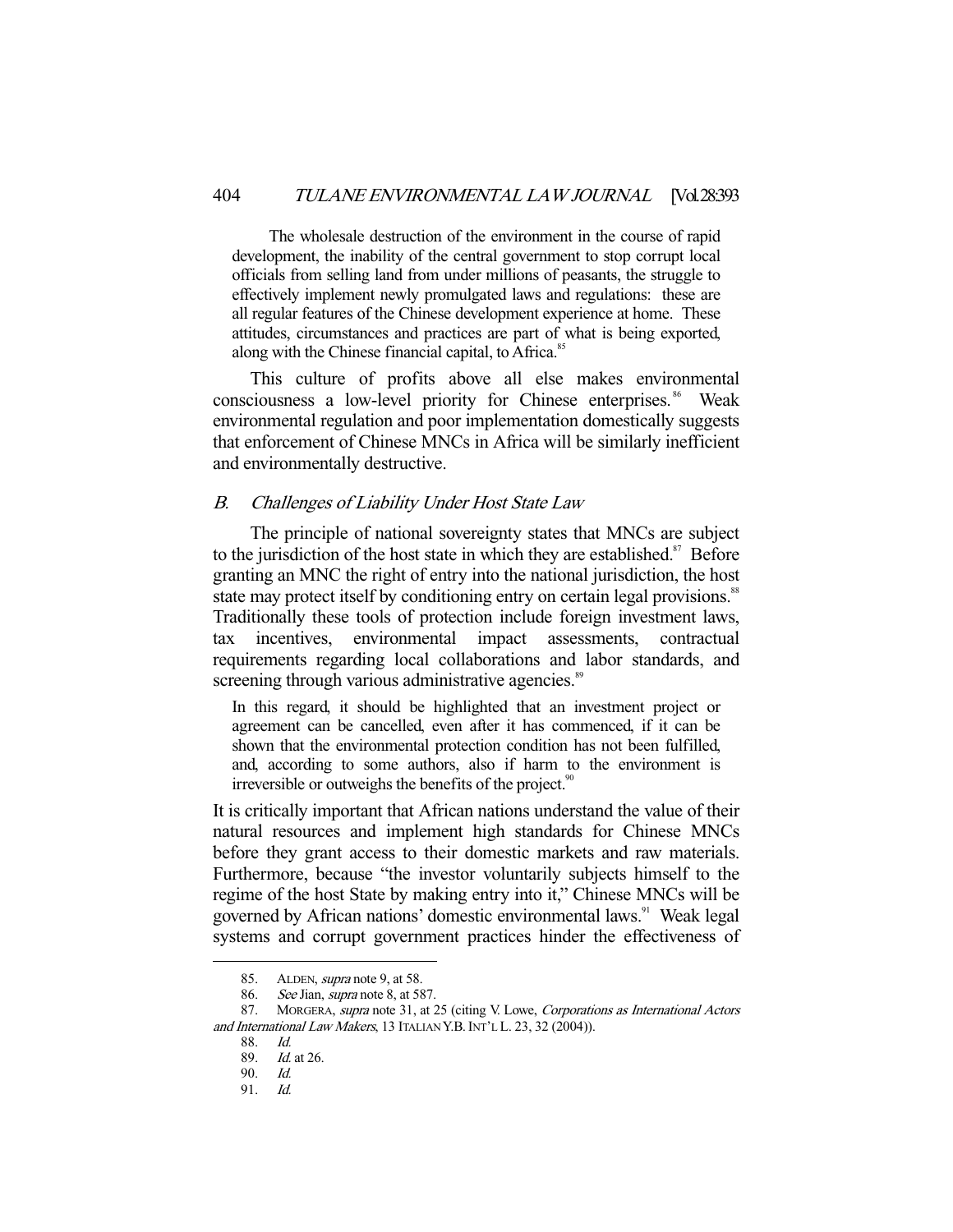> The wholesale destruction of the environment in the course of rapid development, the inability of the central government to stop corrupt local officials from selling land from under millions of peasants, the struggle to effectively implement newly promulgated laws and regulations: these are all regular features of the Chinese development experience at home. These attitudes, circumstances and practices are part of what is being exported, along with the Chinese financial capital, to Africa.[85]

This culture of profits above all else makes environmental consciousness a low-level priority for Chinese enterprises.[86] Weak environmental regulation and poor implementation domestically suggests that enforcement of Chinese MNCs in Africa will be similarly inefficient and environmentally destructive.

### *B. Challenges of Liability Under Host State Law*

The principle of national sovereignty states that MNCs are subject to the jurisdiction of the host state in which they are established.[87] Before granting an MNC the right of entry into the national jurisdiction, the host state may protect itself by conditioning entry on certain legal provisions.[88] Traditionally these tools of protection include foreign investment laws, tax incentives, environmental impact assessments, contractual requirements regarding local collaborations and labor standards, and screening through various administrative agencies.[89]

> In this regard, it should be highlighted that an investment project or agreement can be cancelled, even after it has commenced, if it can be shown that the environmental protection condition has not been fulfilled, and, according to some authors, also if harm to the environment is irreversible or outweighs the benefits of the project.[90]

It is critically important that African nations understand the value of their natural resources and implement high standards for Chinese MNCs before they grant access to their domestic markets and raw materials. Furthermore, because "the investor voluntarily subjects himself to the regime of the host State by making entry into it," Chinese MNCs will be governed by African nations' domestic environmental laws.[91] Weak legal systems and corrupt government practices hinder the effectiveness of

---

85. ALDEN, *supra* note 9, at 58.
86. *See* Jian, *supra* note 8, at 587.
87. MORGERA, *supra* note 31, at 25 (citing V. Lowe, *Corporations as International Actors and International Law Makers*, 13 ITALIAN Y.B. INT'L L. 23, 32 (2004)).
88. *Id.*
89. *Id.* at 26.
90. *Id.*
91. *Id.*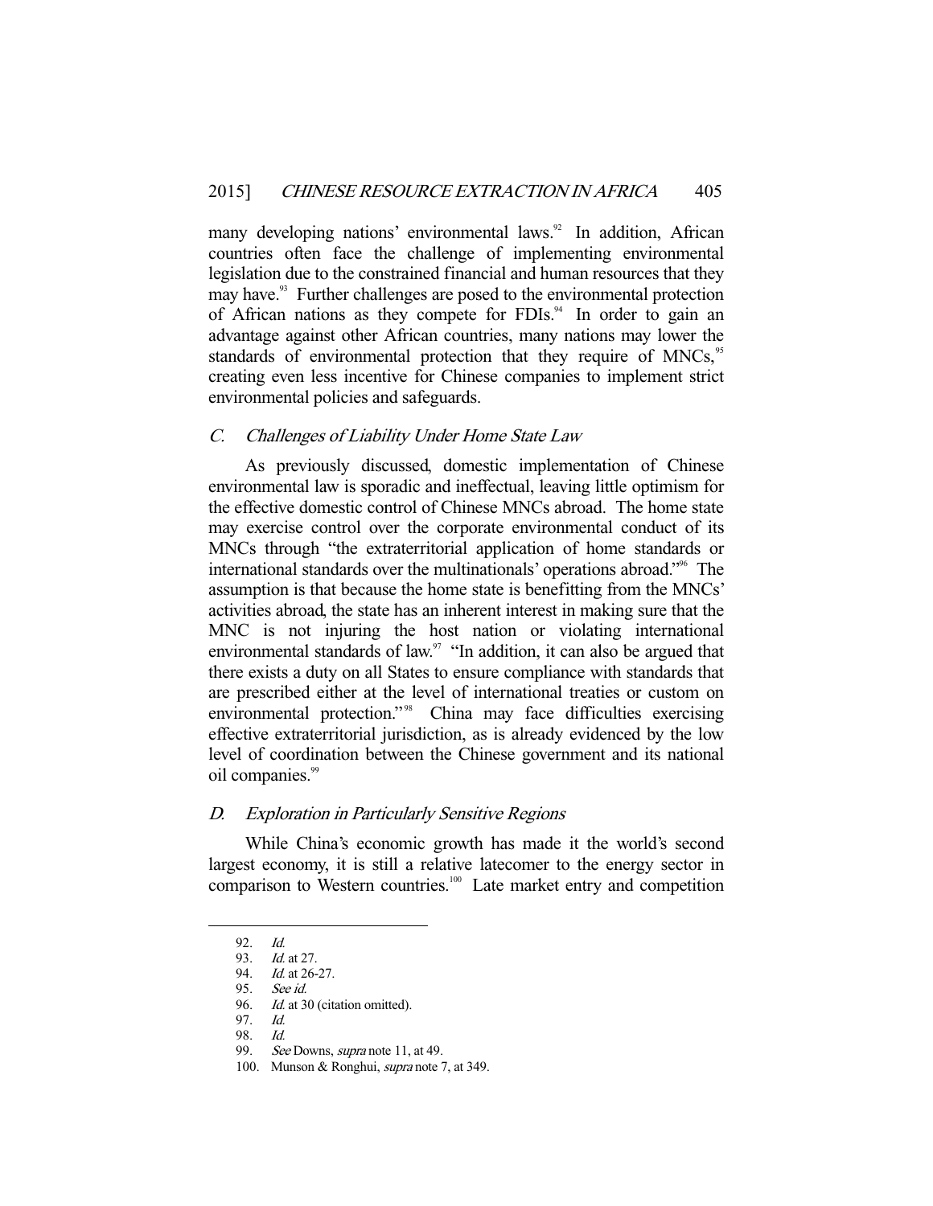many developing nations' environmental laws.[92] In addition, African countries often face the challenge of implementing environmental legislation due to the constrained financial and human resources that they may have.[93] Further challenges are posed to the environmental protection of African nations as they compete for FDIs.[94] In order to gain an advantage against other African countries, many nations may lower the standards of environmental protection that they require of MNCs,[95] creating even less incentive for Chinese companies to implement strict environmental policies and safeguards.

### C. *Challenges of Liability Under Home State Law*

As previously discussed, domestic implementation of Chinese environmental law is sporadic and ineffectual, leaving little optimism for the effective domestic control of Chinese MNCs abroad. The home state may exercise control over the corporate environmental conduct of its MNCs through "the extraterritorial application of home standards or international standards over the multinationals' operations abroad."[96] The assumption is that because the home state is benefitting from the MNCs' activities abroad, the state has an inherent interest in making sure that the MNC is not injuring the host nation or violating international environmental standards of law.[97] "In addition, it can also be argued that there exists a duty on all States to ensure compliance with standards that are prescribed either at the level of international treaties or custom on environmental protection."[98] China may face difficulties exercising effective extraterritorial jurisdiction, as is already evidenced by the low level of coordination between the Chinese government and its national oil companies.[99]

### D. *Exploration in Particularly Sensitive Regions*

While China's economic growth has made it the world's second largest economy, it is still a relative latecomer to the energy sector in comparison to Western countries.[100] Late market entry and competition

---

92. *Id.*
93. *Id.* at 27.
94. *Id.* at 26-27.
95. *See id.*
96. *Id.* at 30 (citation omitted).
97. *Id.*
98. *Id.*
99. *See* Downs, *supra* note 11, at 49.
100. Munson & Ronghui, *supra* note 7, at 349.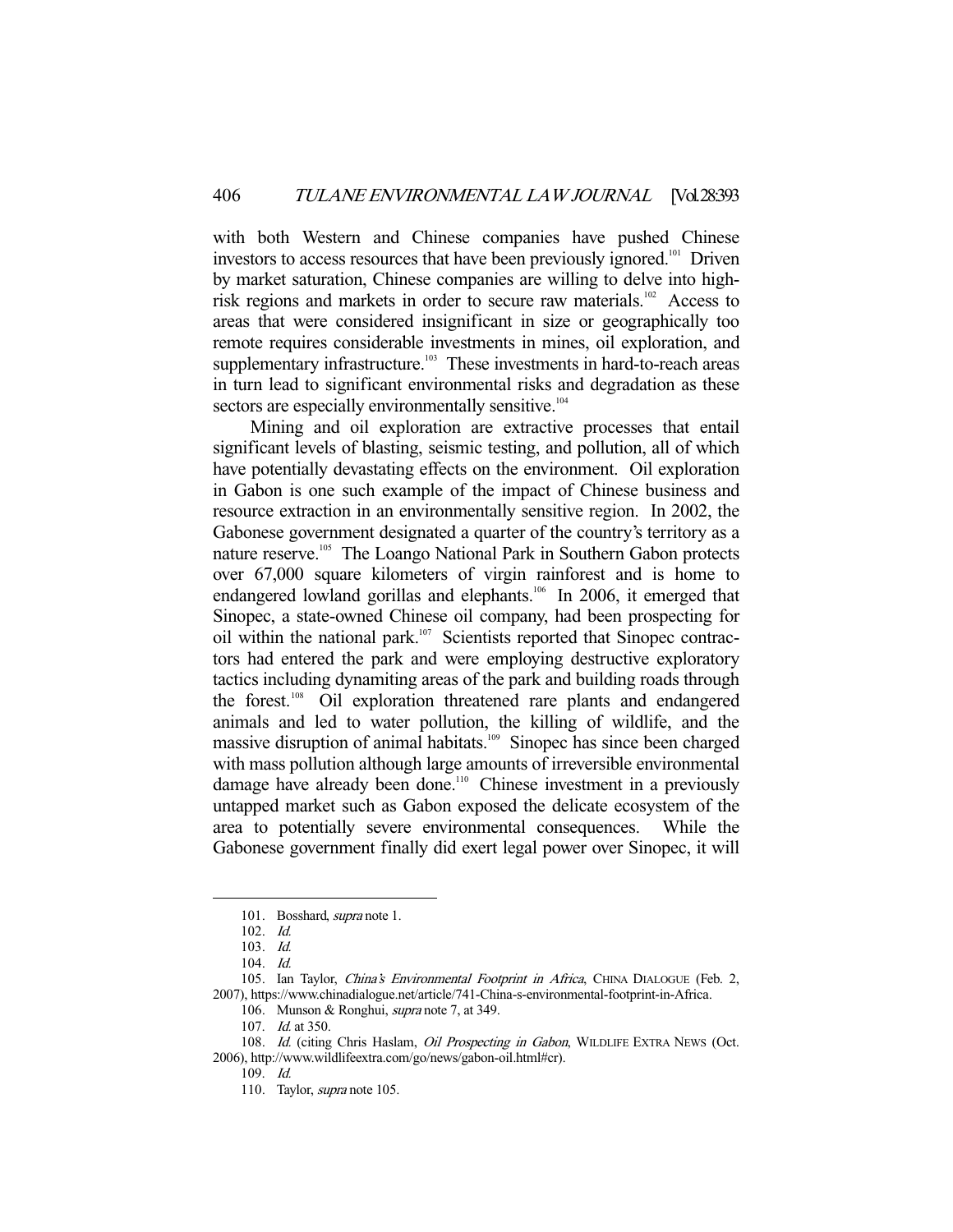with both Western and Chinese companies have pushed Chinese investors to access resources that have been previously ignored.[101] Driven by market saturation, Chinese companies are willing to delve into high-risk regions and markets in order to secure raw materials.[102] Access to areas that were considered insignificant in size or geographically too remote requires considerable investments in mines, oil exploration, and supplementary infrastructure.[103] These investments in hard-to-reach areas in turn lead to significant environmental risks and degradation as these sectors are especially environmentally sensitive.[104]

Mining and oil exploration are extractive processes that entail significant levels of blasting, seismic testing, and pollution, all of which have potentially devastating effects on the environment. Oil exploration in Gabon is one such example of the impact of Chinese business and resource extraction in an environmentally sensitive region. In 2002, the Gabonese government designated a quarter of the country's territory as a nature reserve.[105] The Loango National Park in Southern Gabon protects over 67,000 square kilometers of virgin rainforest and is home to endangered lowland gorillas and elephants.[106] In 2006, it emerged that Sinopec, a state-owned Chinese oil company, had been prospecting for oil within the national park.[107] Scientists reported that Sinopec contractors had entered the park and were employing destructive exploratory tactics including dynamiting areas of the park and building roads through the forest.[108] Oil exploration threatened rare plants and endangered animals and led to water pollution, the killing of wildlife, and the massive disruption of animal habitats.[109] Sinopec has since been charged with mass pollution although large amounts of irreversible environmental damage have already been done.[110] Chinese investment in a previously untapped market such as Gabon exposed the delicate ecosystem of the area to potentially severe environmental consequences. While the Gabonese government finally did exert legal power over Sinopec, it will

---

101. Bosshard, *supra* note 1.

102. *Id.*

103. *Id.*

104. *Id.*

105. Ian Taylor, *China's Environmental Footprint in Africa*, CHINA DIALOGUE (Feb. 2, 2007), https://www.chinadialogue.net/article/741-China-s-environmental-footprint-in-Africa.

106. Munson & Ronghui, *supra* note 7, at 349.

107. *Id.* at 350.

108. *Id.* (citing Chris Haslam, *Oil Prospecting in Gabon*, WILDLIFE EXTRA NEWS (Oct. 2006), http://www.wildlifeextra.com/go/news/gabon-oil.html#cr).

109. *Id.*

110. Taylor, *supra* note 105.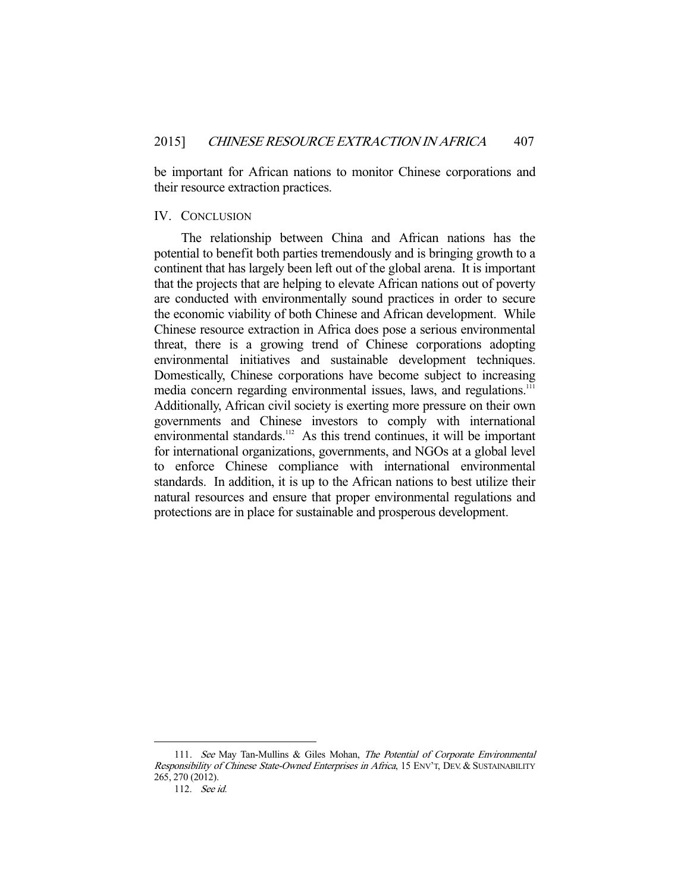be important for African nations to monitor Chinese corporations and their resource extraction practices.

## IV. CONCLUSION

The relationship between China and African nations has the potential to benefit both parties tremendously and is bringing growth to a continent that has largely been left out of the global arena. It is important that the projects that are helping to elevate African nations out of poverty are conducted with environmentally sound practices in order to secure the economic viability of both Chinese and African development. While Chinese resource extraction in Africa does pose a serious environmental threat, there is a growing trend of Chinese corporations adopting environmental initiatives and sustainable development techniques. Domestically, Chinese corporations have become subject to increasing media concern regarding environmental issues, laws, and regulations.[111] Additionally, African civil society is exerting more pressure on their own governments and Chinese investors to comply with international environmental standards.[112] As this trend continues, it will be important for international organizations, governments, and NGOs at a global level to enforce Chinese compliance with international environmental standards. In addition, it is up to the African nations to best utilize their natural resources and ensure that proper environmental regulations and protections are in place for sustainable and prosperous development.

---

111. *See* May Tan-Mullins & Giles Mohan, *The Potential of Corporate Environmental Responsibility of Chinese State-Owned Enterprises in Africa*, 15 ENV'T, DEV. & SUSTAINABILITY 265, 270 (2012).

112. *See id.*